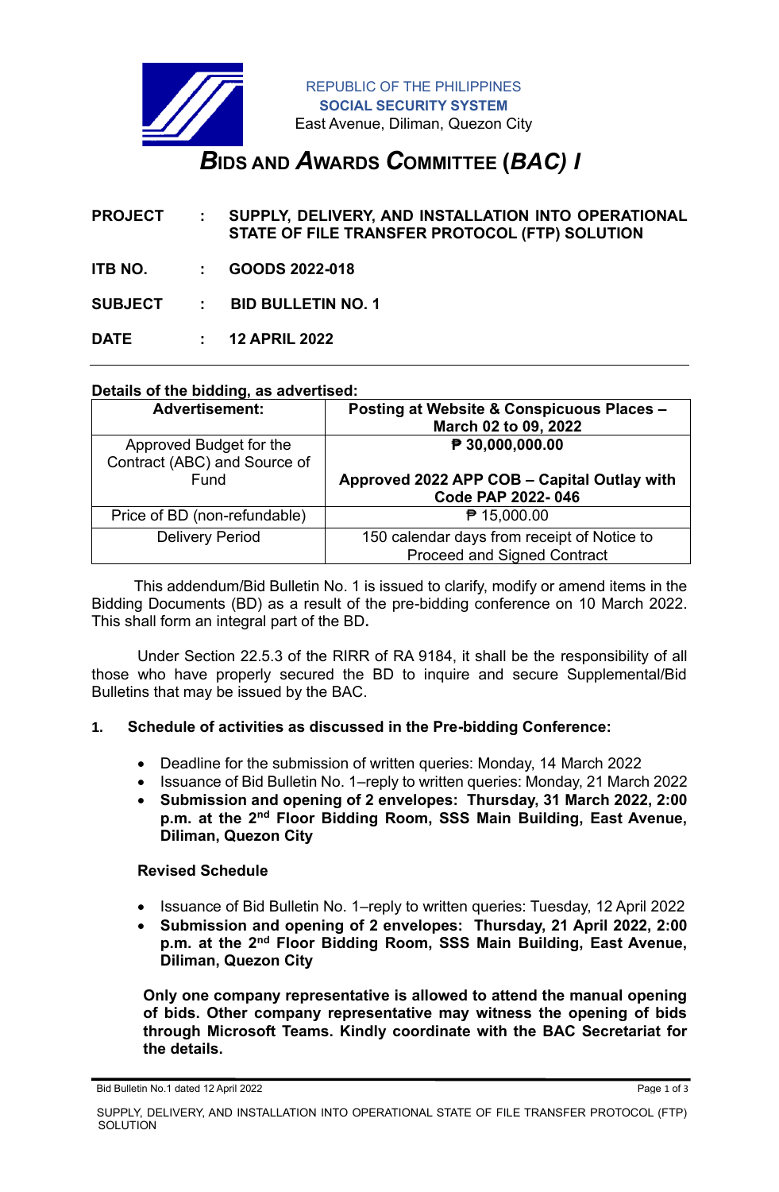REPUBLIC OF THE PHILIPPINES
**SOCIAL SECURITY SYSTEM**
East Avenue, Diliman, Quezon City

# *B*IDS AND *A*WARDS *C*OMMITTEE (*BAC) I*

**PROJECT : SUPPLY, DELIVERY, AND INSTALLATION INTO OPERATIONAL STATE OF FILE TRANSFER PROTOCOL (FTP) SOLUTION**

**ITB NO. : GOODS 2022-018**

**SUBJECT : BID BULLETIN NO. 1**

**DATE : 12 APRIL 2022**

---

**Details of the bidding, as advertised:**

| **Advertisement:** | **Posting at Website & Conspicuous Places – March 02 to 09, 2022** |
|---|---|
| Approved Budget for the Contract (ABC) and Source of Fund | **₱ 30,000,000.00**<br><br>**Approved 2022 APP COB – Capital Outlay with Code PAP 2022- 046** |
| Price of BD (non-refundable) | ₱ 15,000.00 |
| Delivery Period | 150 calendar days from receipt of Notice to Proceed and Signed Contract |

This addendum/Bid Bulletin No. 1 is issued to clarify, modify or amend items in the Bidding Documents (BD) as a result of the pre-bidding conference on 10 March 2022. This shall form an integral part of the BD**.**

Under Section 22.5.3 of the RIRR of RA 9184, it shall be the responsibility of all those who have properly secured the BD to inquire and secure Supplemental/Bid Bulletins that may be issued by the BAC.

**1. Schedule of activities as discussed in the Pre-bidding Conference:**

- Deadline for the submission of written queries: Monday, 14 March 2022
- Issuance of Bid Bulletin No. 1–reply to written queries: Monday, 21 March 2022
- **Submission and opening of 2 envelopes: Thursday, 31 March 2022, 2:00 p.m. at the 2nd Floor Bidding Room, SSS Main Building, East Avenue, Diliman, Quezon City**

**Revised Schedule**

- Issuance of Bid Bulletin No. 1–reply to written queries: Tuesday, 12 April 2022
- **Submission and opening of 2 envelopes: Thursday, 21 April 2022, 2:00 p.m. at the 2nd Floor Bidding Room, SSS Main Building, East Avenue, Diliman, Quezon City**

**Only one company representative is allowed to attend the manual opening of bids. Other company representative may witness the opening of bids through Microsoft Teams. Kindly coordinate with the BAC Secretariat for the details.**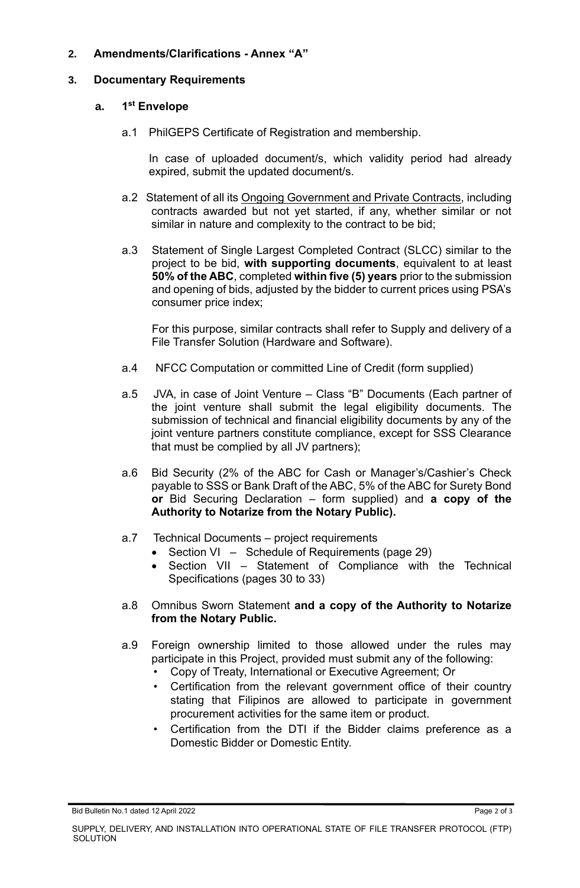**2. Amendments/Clarifications - Annex "A"**

**3. Documentary Requirements**

**a. 1st Envelope**

a.1 PhilGEPS Certificate of Registration and membership.

In case of uploaded document/s, which validity period had already expired, submit the updated document/s.

a.2 Statement of all its Ongoing Government and Private Contracts, including contracts awarded but not yet started, if any, whether similar or not similar in nature and complexity to the contract to be bid;

a.3 Statement of Single Largest Completed Contract (SLCC) similar to the project to be bid, **with supporting documents**, equivalent to at least **50% of the ABC**, completed **within five (5) years** prior to the submission and opening of bids, adjusted by the bidder to current prices using PSA's consumer price index;

For this purpose, similar contracts shall refer to Supply and delivery of a File Transfer Solution (Hardware and Software).

a.4 NFCC Computation or committed Line of Credit (form supplied)

a.5 JVA, in case of Joint Venture – Class "B" Documents (Each partner of the joint venture shall submit the legal eligibility documents. The submission of technical and financial eligibility documents by any of the joint venture partners constitute compliance, except for SSS Clearance that must be complied by all JV partners);

a.6 Bid Security (2% of the ABC for Cash or Manager's/Cashier's Check payable to SSS or Bank Draft of the ABC, 5% of the ABC for Surety Bond **or** Bid Securing Declaration – form supplied) and **a copy of the Authority to Notarize from the Notary Public).**

a.7 Technical Documents – project requirements

- Section VI – Schedule of Requirements (page 29)
- Section VII – Statement of Compliance with the Technical Specifications (pages 30 to 33)

a.8 Omnibus Sworn Statement **and a copy of the Authority to Notarize from the Notary Public.**

a.9 Foreign ownership limited to those allowed under the rules may participate in this Project, provided must submit any of the following:

- Copy of Treaty, International or Executive Agreement; Or
- Certification from the relevant government office of their country stating that Filipinos are allowed to participate in government procurement activities for the same item or product.
- Certification from the DTI if the Bidder claims preference as a Domestic Bidder or Domestic Entity.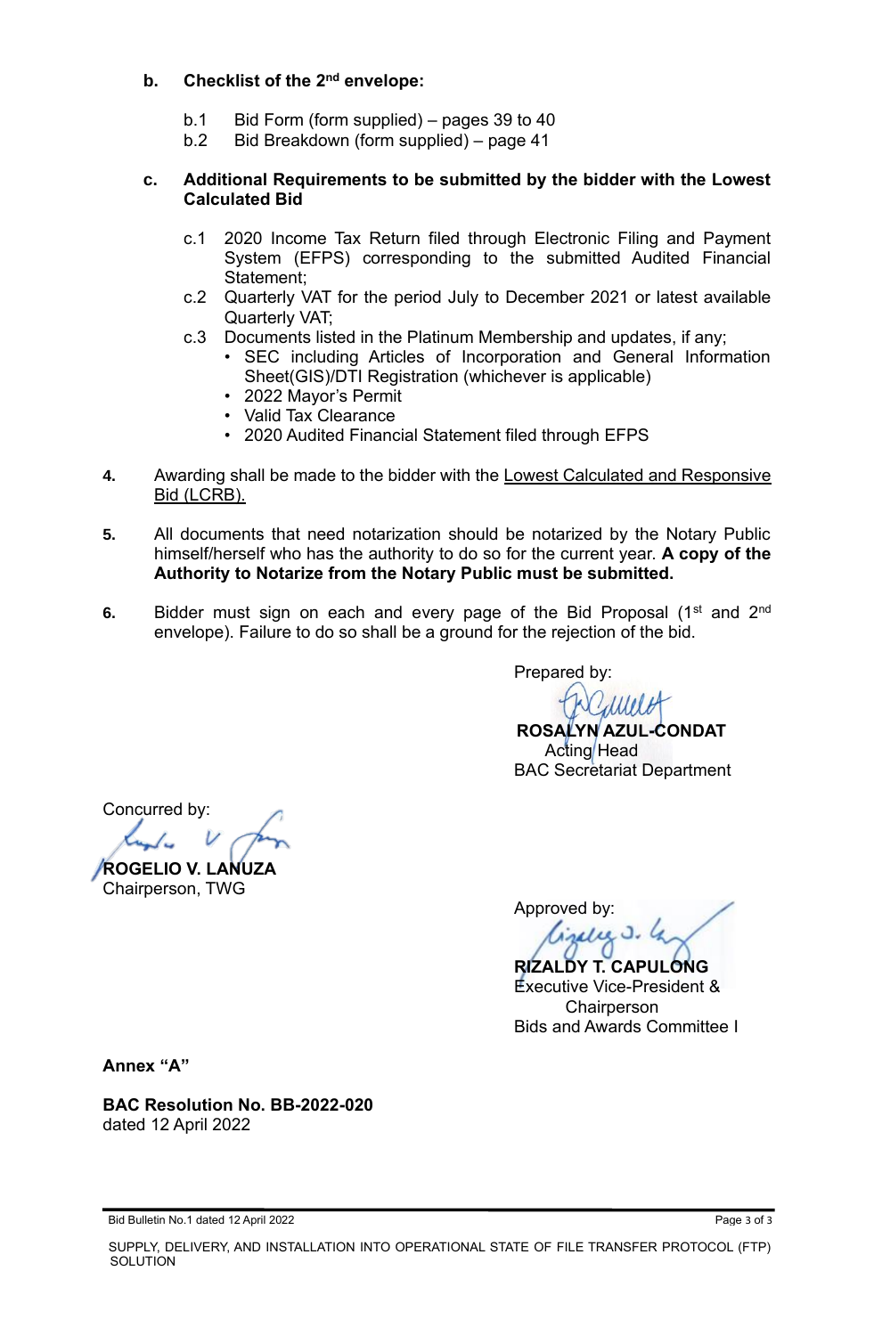**b. Checklist of the 2nd envelope:**

- b.1 Bid Form (form supplied) – pages 39 to 40
- b.2 Bid Breakdown (form supplied) – page 41

**c. Additional Requirements to be submitted by the bidder with the Lowest Calculated Bid**

- c.1 2020 Income Tax Return filed through Electronic Filing and Payment System (EFPS) corresponding to the submitted Audited Financial Statement;
- c.2 Quarterly VAT for the period July to December 2021 or latest available Quarterly VAT;
- c.3 Documents listed in the Platinum Membership and updates, if any;
  - SEC including Articles of Incorporation and General Information Sheet(GIS)/DTI Registration (whichever is applicable)
  - 2022 Mayor's Permit
  - Valid Tax Clearance
  - 2020 Audited Financial Statement filed through EFPS

**4.** Awarding shall be made to the bidder with the Lowest Calculated and Responsive Bid (LCRB).

**5.** All documents that need notarization should be notarized by the Notary Public himself/herself who has the authority to do so for the current year. **A copy of the Authority to Notarize from the Notary Public must be submitted.**

**6.** Bidder must sign on each and every page of the Bid Proposal (1st and 2nd envelope). Failure to do so shall be a ground for the rejection of the bid.

Prepared by:

**ROSALYN AZUL-CONDAT**
Acting Head
BAC Secretariat Department

Concurred by:

**ROGELIO V. LANUZA**
Chairperson, TWG

Approved by:

**RIZALDY T. CAPULONG**
Executive Vice-President &
Chairperson
Bids and Awards Committee I

**Annex "A"**

**BAC Resolution No. BB-2022-020**
dated 12 April 2022

Bid Bulletin No.1 dated 12 April 2022

SUPPLY, DELIVERY, AND INSTALLATION INTO OPERATIONAL STATE OF FILE TRANSFER PROTOCOL (FTP) SOLUTION